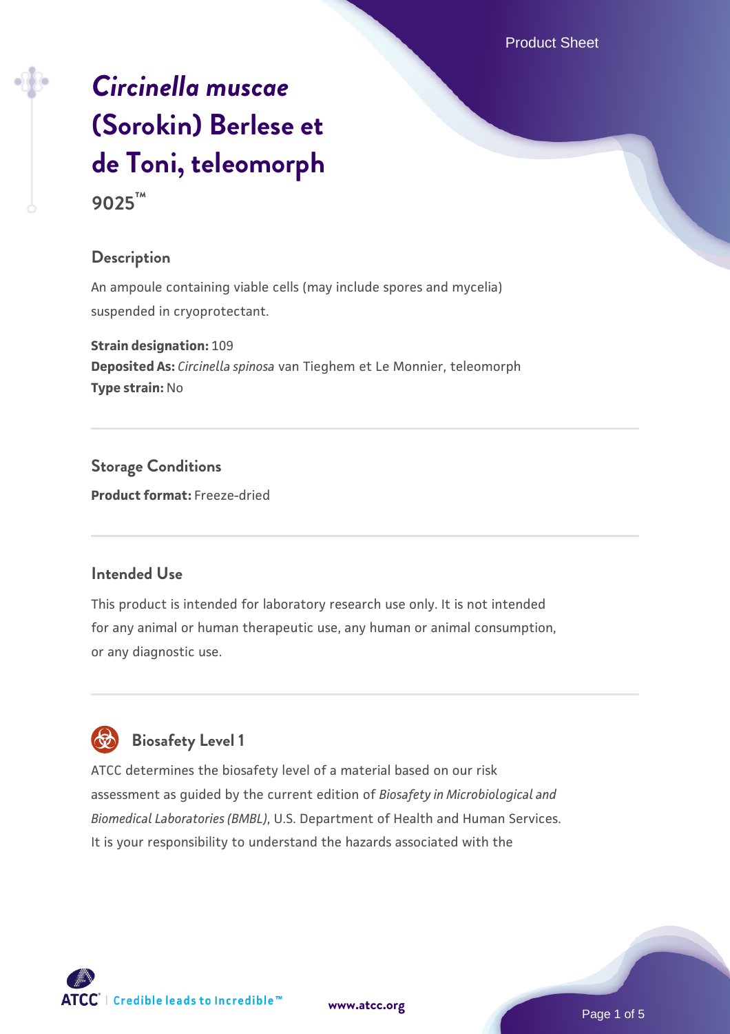# *Circinella muscae* (Sorokin) Berlese et de Toni, teleomorph

**9025™**

## Description

An ampoule containing viable cells (may include spores and mycelia) suspended in cryoprotectant.

**Strain designation:** 109
**Deposited As:** *Circinella spinosa* van Tieghem et Le Monnier, teleomorph
**Type strain:** No

## Storage Conditions

**Product format:** Freeze-dried

## Intended Use

This product is intended for laboratory research use only. It is not intended for any animal or human therapeutic use, any human or animal consumption, or any diagnostic use.

## Biosafety Level 1

ATCC determines the biosafety level of a material based on our risk assessment as guided by the current edition of *Biosafety in Microbiological and Biomedical Laboratories (BMBL)*, U.S. Department of Health and Human Services. It is your responsibility to understand the hazards associated with the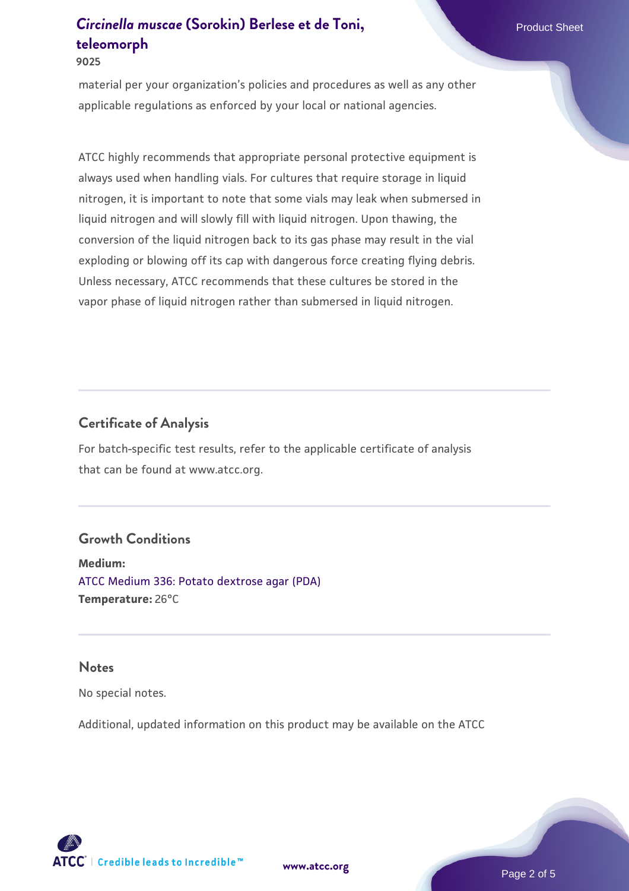material per your organization's policies and procedures as well as any other applicable regulations as enforced by your local or national agencies.

ATCC highly recommends that appropriate personal protective equipment is always used when handling vials. For cultures that require storage in liquid nitrogen, it is important to note that some vials may leak when submersed in liquid nitrogen and will slowly fill with liquid nitrogen. Upon thawing, the conversion of the liquid nitrogen back to its gas phase may result in the vial exploding or blowing off its cap with dangerous force creating flying debris. Unless necessary, ATCC recommends that these cultures be stored in the vapor phase of liquid nitrogen rather than submersed in liquid nitrogen.

## Certificate of Analysis

For batch-specific test results, refer to the applicable certificate of analysis that can be found at www.atcc.org.

## Growth Conditions

**Medium:**
ATCC Medium 336: Potato dextrose agar (PDA)
**Temperature:** 26°C

## Notes

No special notes.

Additional, updated information on this product may be available on the ATCC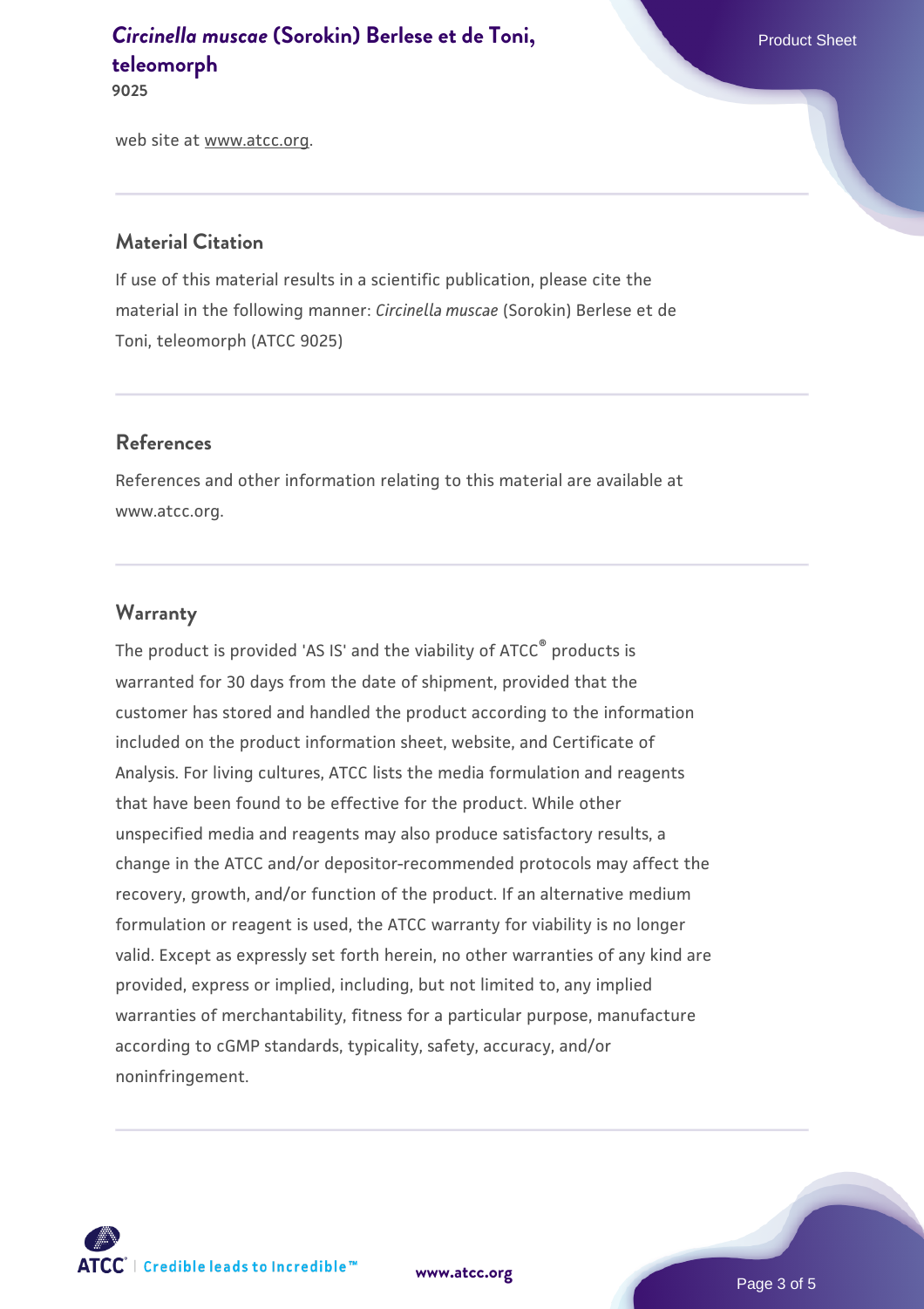web site at www.atcc.org.

## Material Citation

If use of this material results in a scientific publication, please cite the material in the following manner: *Circinella muscae* (Sorokin) Berlese et de Toni, teleomorph (ATCC 9025)

## References

References and other information relating to this material are available at www.atcc.org.

## Warranty

The product is provided 'AS IS' and the viability of ATCC® products is warranted for 30 days from the date of shipment, provided that the customer has stored and handled the product according to the information included on the product information sheet, website, and Certificate of Analysis. For living cultures, ATCC lists the media formulation and reagents that have been found to be effective for the product. While other unspecified media and reagents may also produce satisfactory results, a change in the ATCC and/or depositor-recommended protocols may affect the recovery, growth, and/or function of the product. If an alternative medium formulation or reagent is used, the ATCC warranty for viability is no longer valid. Except as expressly set forth herein, no other warranties of any kind are provided, express or implied, including, but not limited to, any implied warranties of merchantability, fitness for a particular purpose, manufacture according to cGMP standards, typicality, safety, accuracy, and/or noninfringement.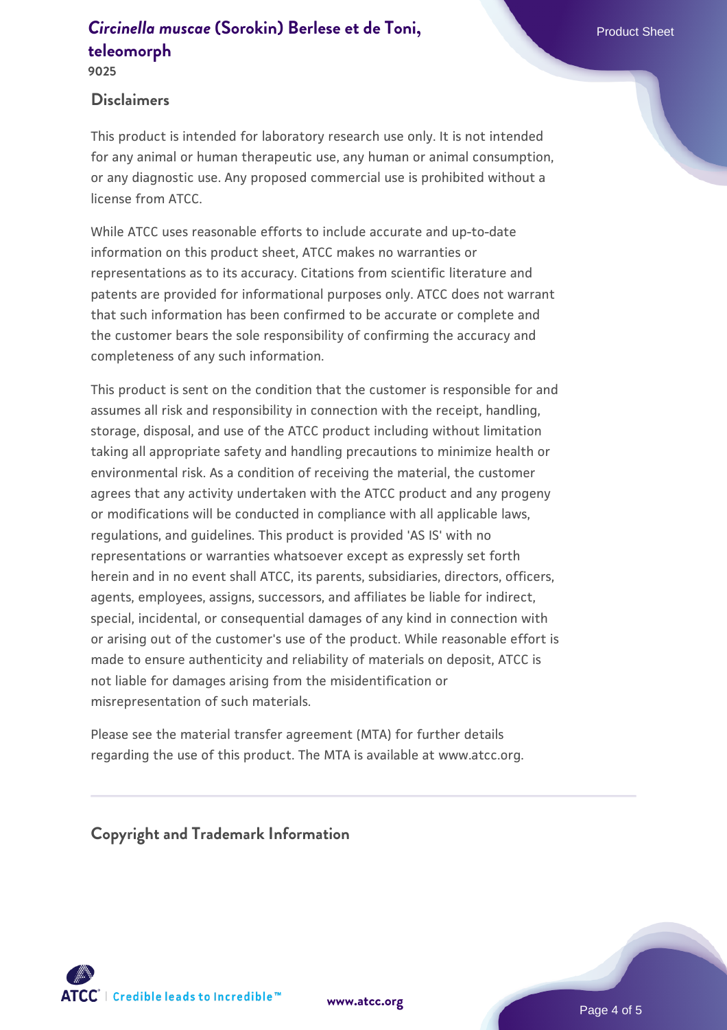## Disclaimers

This product is intended for laboratory research use only. It is not intended for any animal or human therapeutic use, any human or animal consumption, or any diagnostic use. Any proposed commercial use is prohibited without a license from ATCC.

While ATCC uses reasonable efforts to include accurate and up-to-date information on this product sheet, ATCC makes no warranties or representations as to its accuracy. Citations from scientific literature and patents are provided for informational purposes only. ATCC does not warrant that such information has been confirmed to be accurate or complete and the customer bears the sole responsibility of confirming the accuracy and completeness of any such information.

This product is sent on the condition that the customer is responsible for and assumes all risk and responsibility in connection with the receipt, handling, storage, disposal, and use of the ATCC product including without limitation taking all appropriate safety and handling precautions to minimize health or environmental risk. As a condition of receiving the material, the customer agrees that any activity undertaken with the ATCC product and any progeny or modifications will be conducted in compliance with all applicable laws, regulations, and guidelines. This product is provided 'AS IS' with no representations or warranties whatsoever except as expressly set forth herein and in no event shall ATCC, its parents, subsidiaries, directors, officers, agents, employees, assigns, successors, and affiliates be liable for indirect, special, incidental, or consequential damages of any kind in connection with or arising out of the customer's use of the product. While reasonable effort is made to ensure authenticity and reliability of materials on deposit, ATCC is not liable for damages arising from the misidentification or misrepresentation of such materials.

Please see the material transfer agreement (MTA) for further details regarding the use of this product. The MTA is available at www.atcc.org.

## Copyright and Trademark Information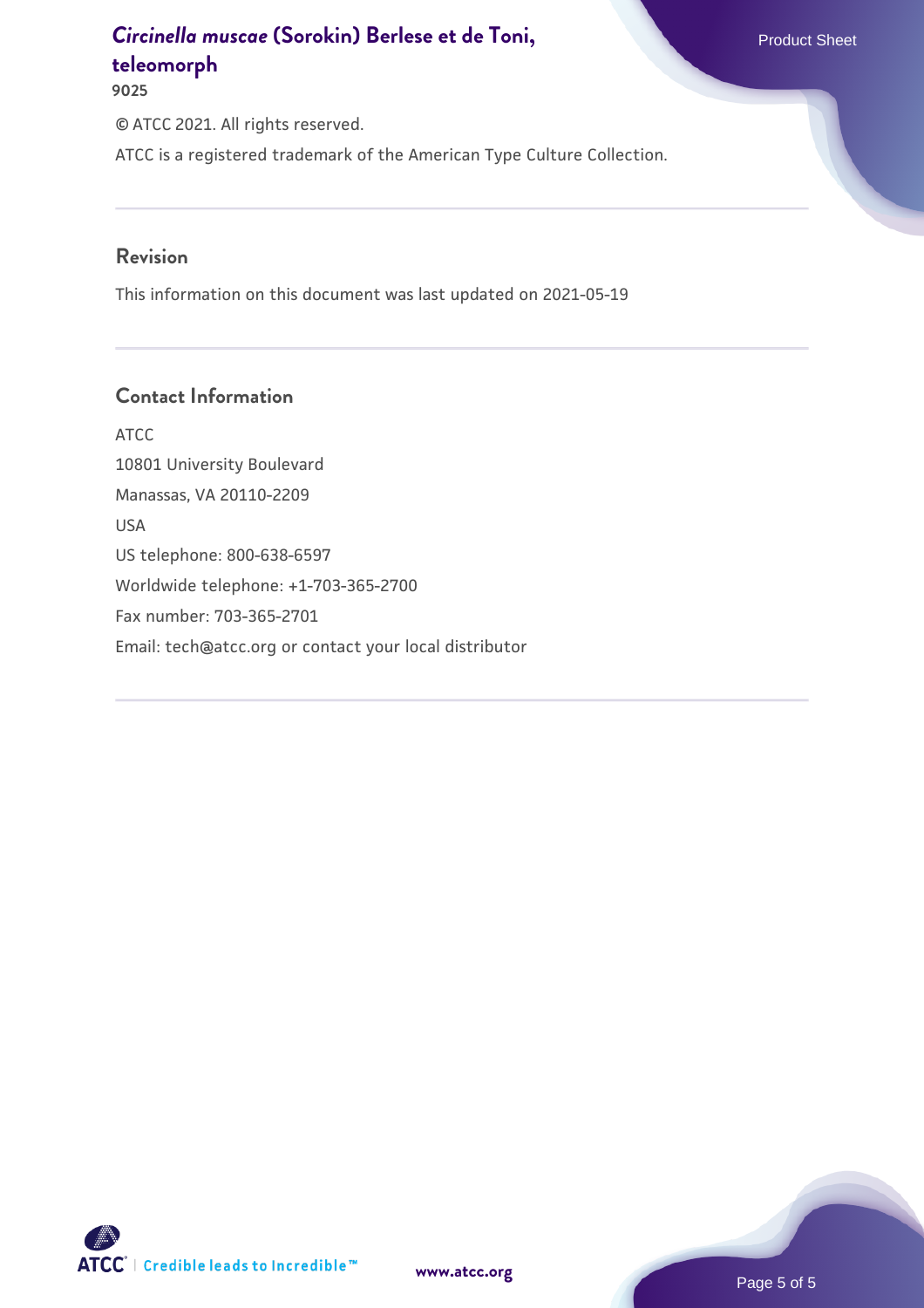© ATCC 2021. All rights reserved.

ATCC is a registered trademark of the American Type Culture Collection.

## Revision

This information on this document was last updated on 2021-05-19

## Contact Information

ATCC
10801 University Boulevard
Manassas, VA 20110-2209
USA
US telephone: 800-638-6597
Worldwide telephone: +1-703-365-2700
Fax number: 703-365-2701
Email: tech@atcc.org or contact your local distributor